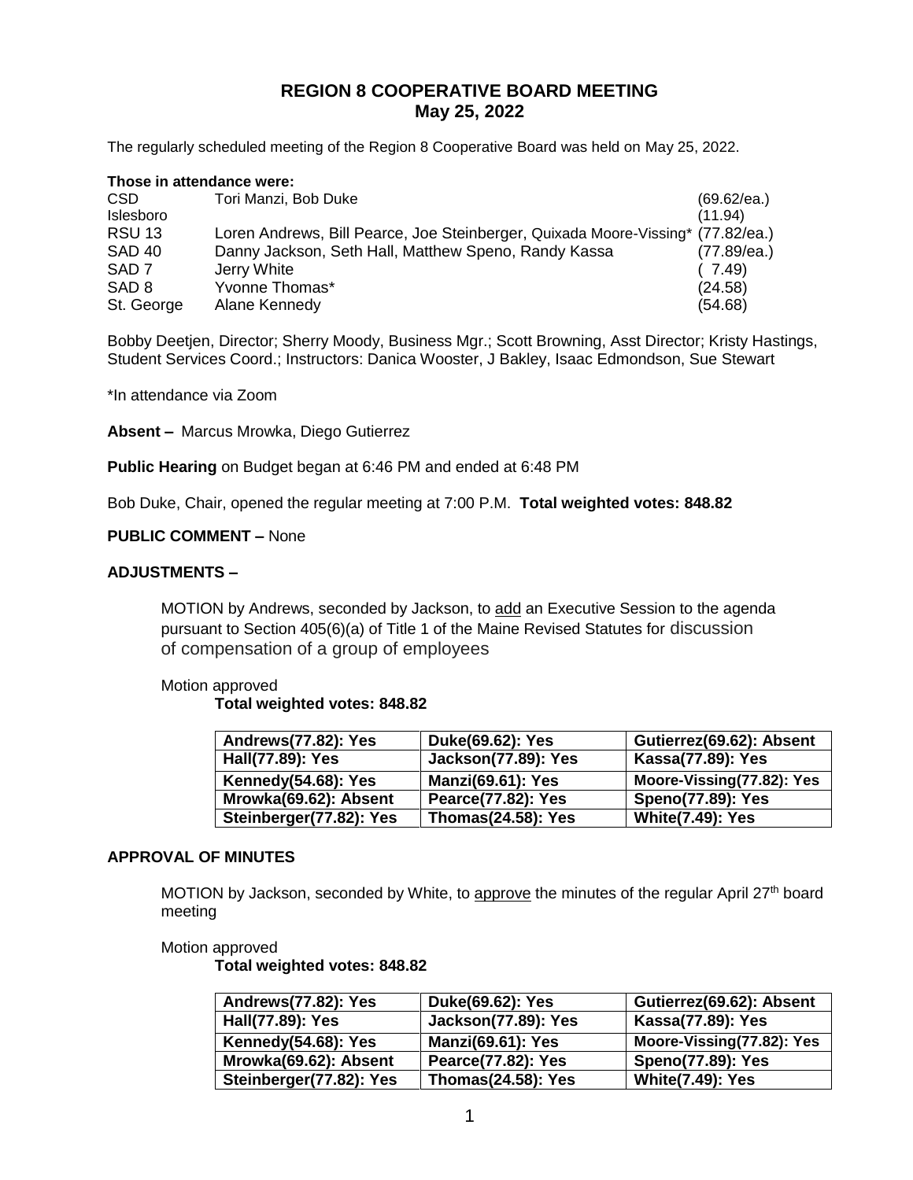# REGION 8 COOPERATIVE BOARD MEETING
## May 25, 2022

The regularly scheduled meeting of the Region 8 Cooperative Board was held on May 25, 2022.

**Those in attendance were:**

| | | |
|---|---|---|
| CSD | Tori Manzi, Bob Duke | (69.62/ea.) |
| Islesboro | | (11.94) |
| RSU 13 | Loren Andrews, Bill Pearce, Joe Steinberger, Quixada Moore-Vissing* | (77.82/ea.) |
| SAD 40 | Danny Jackson, Seth Hall, Matthew Speno, Randy Kassa | (77.89/ea.) |
| SAD 7 | Jerry White | ( 7.49) |
| SAD 8 | Yvonne Thomas* | (24.58) |
| St. George | Alane Kennedy | (54.68) |

Bobby Deetjen, Director; Sherry Moody, Business Mgr.; Scott Browning, Asst Director; Kristy Hastings, Student Services Coord.; Instructors: Danica Wooster, J Bakley, Isaac Edmondson, Sue Stewart

*In attendance via Zoom

**Absent –** Marcus Mrowka, Diego Gutierrez

**Public Hearing** on Budget began at 6:46 PM and ended at 6:48 PM

Bob Duke, Chair, opened the regular meeting at 7:00 P.M. **Total weighted votes: 848.82**

**PUBLIC COMMENT –** None

**ADJUSTMENTS –**

MOTION by Andrews, seconded by Jackson, to add an Executive Session to the agenda pursuant to Section 405(6)(a) of Title 1 of the Maine Revised Statutes for discussion of compensation of a group of employees

Motion approved

**Total weighted votes: 848.82**

| | | |
|---|---|---|
| **Andrews(77.82): Yes** | **Duke(69.62): Yes** | **Gutierrez(69.62): Absent** |
| **Hall(77.89): Yes** | **Jackson(77.89): Yes** | **Kassa(77.89): Yes** |
| **Kennedy(54.68): Yes** | **Manzi(69.61): Yes** | **Moore-Vissing(77.82): Yes** |
| **Mrowka(69.62): Absent** | **Pearce(77.82): Yes** | **Speno(77.89): Yes** |
| **Steinberger(77.82): Yes** | **Thomas(24.58): Yes** | **White(7.49): Yes** |

**APPROVAL OF MINUTES**

MOTION by Jackson, seconded by White, to approve the minutes of the regular April 27th board meeting

Motion approved

**Total weighted votes: 848.82**

| | | |
|---|---|---|
| **Andrews(77.82): Yes** | **Duke(69.62): Yes** | **Gutierrez(69.62): Absent** |
| **Hall(77.89): Yes** | **Jackson(77.89): Yes** | **Kassa(77.89): Yes** |
| **Kennedy(54.68): Yes** | **Manzi(69.61): Yes** | **Moore-Vissing(77.82): Yes** |
| **Mrowka(69.62): Absent** | **Pearce(77.82): Yes** | **Speno(77.89): Yes** |
| **Steinberger(77.82): Yes** | **Thomas(24.58): Yes** | **White(7.49): Yes** |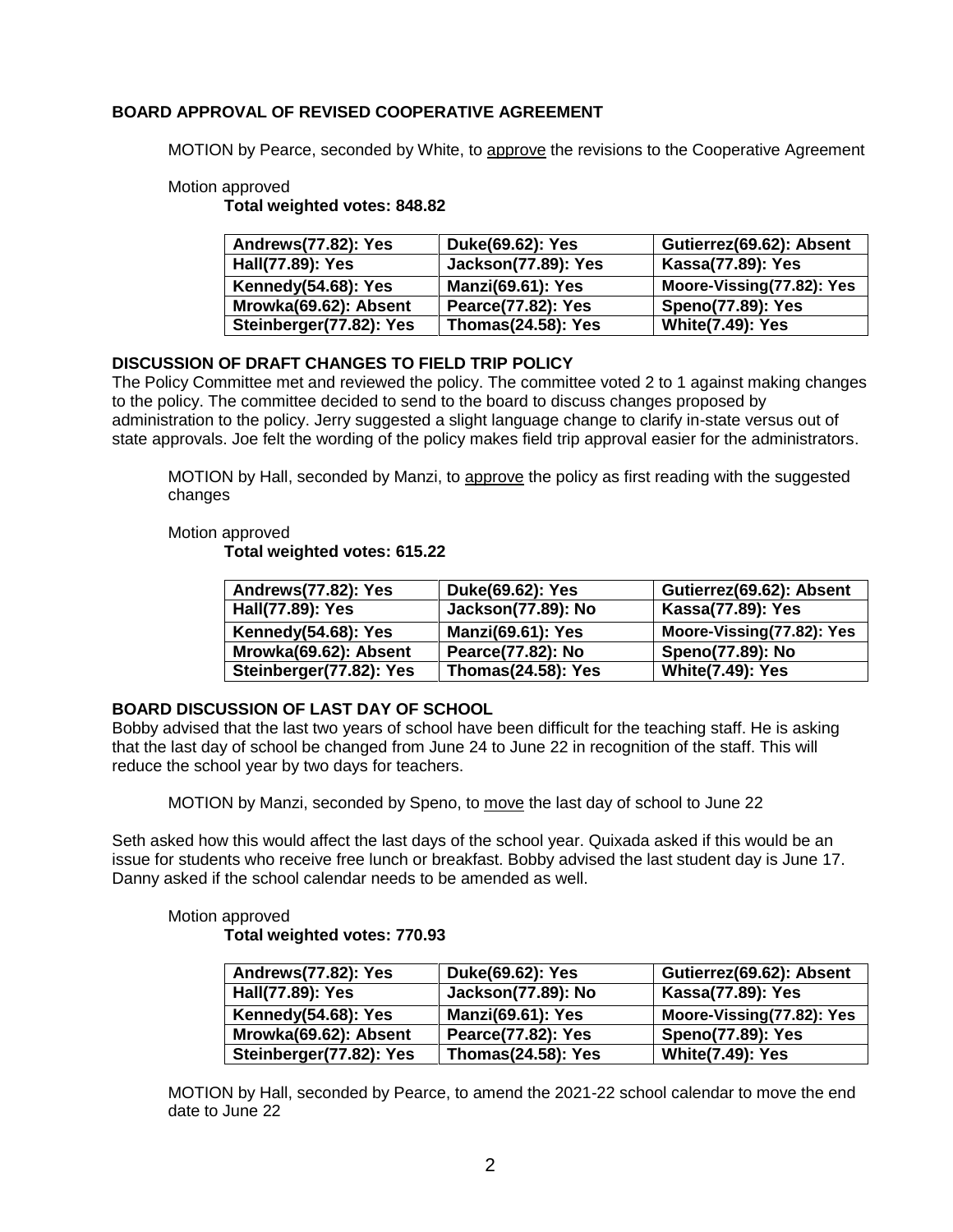## BOARD APPROVAL OF REVISED COOPERATIVE AGREEMENT

MOTION by Pearce, seconded by White, to approve the revisions to the Cooperative Agreement

Motion approved

**Total weighted votes: 848.82**

| | | |
|---|---|---|
| **Andrews(77.82): Yes** | **Duke(69.62): Yes** | **Gutierrez(69.62): Absent** |
| **Hall(77.89): Yes** | **Jackson(77.89): Yes** | **Kassa(77.89): Yes** |
| **Kennedy(54.68): Yes** | **Manzi(69.61): Yes** | **Moore-Vissing(77.82): Yes** |
| **Mrowka(69.62): Absent** | **Pearce(77.82): Yes** | **Speno(77.89): Yes** |
| **Steinberger(77.82): Yes** | **Thomas(24.58): Yes** | **White(7.49): Yes** |

## DISCUSSION OF DRAFT CHANGES TO FIELD TRIP POLICY

The Policy Committee met and reviewed the policy. The committee voted 2 to 1 against making changes to the policy. The committee decided to send to the board to discuss changes proposed by administration to the policy. Jerry suggested a slight language change to clarify in-state versus out of state approvals. Joe felt the wording of the policy makes field trip approval easier for the administrators.

MOTION by Hall, seconded by Manzi, to approve the policy as first reading with the suggested changes

Motion approved

**Total weighted votes: 615.22**

| | | |
|---|---|---|
| **Andrews(77.82): Yes** | **Duke(69.62): Yes** | **Gutierrez(69.62): Absent** |
| **Hall(77.89): Yes** | **Jackson(77.89): No** | **Kassa(77.89): Yes** |
| **Kennedy(54.68): Yes** | **Manzi(69.61): Yes** | **Moore-Vissing(77.82): Yes** |
| **Mrowka(69.62): Absent** | **Pearce(77.82): No** | **Speno(77.89): No** |
| **Steinberger(77.82): Yes** | **Thomas(24.58): Yes** | **White(7.49): Yes** |

## BOARD DISCUSSION OF LAST DAY OF SCHOOL

Bobby advised that the last two years of school have been difficult for the teaching staff. He is asking that the last day of school be changed from June 24 to June 22 in recognition of the staff. This will reduce the school year by two days for teachers.

MOTION by Manzi, seconded by Speno, to move the last day of school to June 22

Seth asked how this would affect the last days of the school year. Quixada asked if this would be an issue for students who receive free lunch or breakfast. Bobby advised the last student day is June 17. Danny asked if the school calendar needs to be amended as well.

Motion approved

**Total weighted votes: 770.93**

| | | |
|---|---|---|
| **Andrews(77.82): Yes** | **Duke(69.62): Yes** | **Gutierrez(69.62): Absent** |
| **Hall(77.89): Yes** | **Jackson(77.89): No** | **Kassa(77.89): Yes** |
| **Kennedy(54.68): Yes** | **Manzi(69.61): Yes** | **Moore-Vissing(77.82): Yes** |
| **Mrowka(69.62): Absent** | **Pearce(77.82): Yes** | **Speno(77.89): Yes** |
| **Steinberger(77.82): Yes** | **Thomas(24.58): Yes** | **White(7.49): Yes** |

MOTION by Hall, seconded by Pearce, to amend the 2021-22 school calendar to move the end date to June 22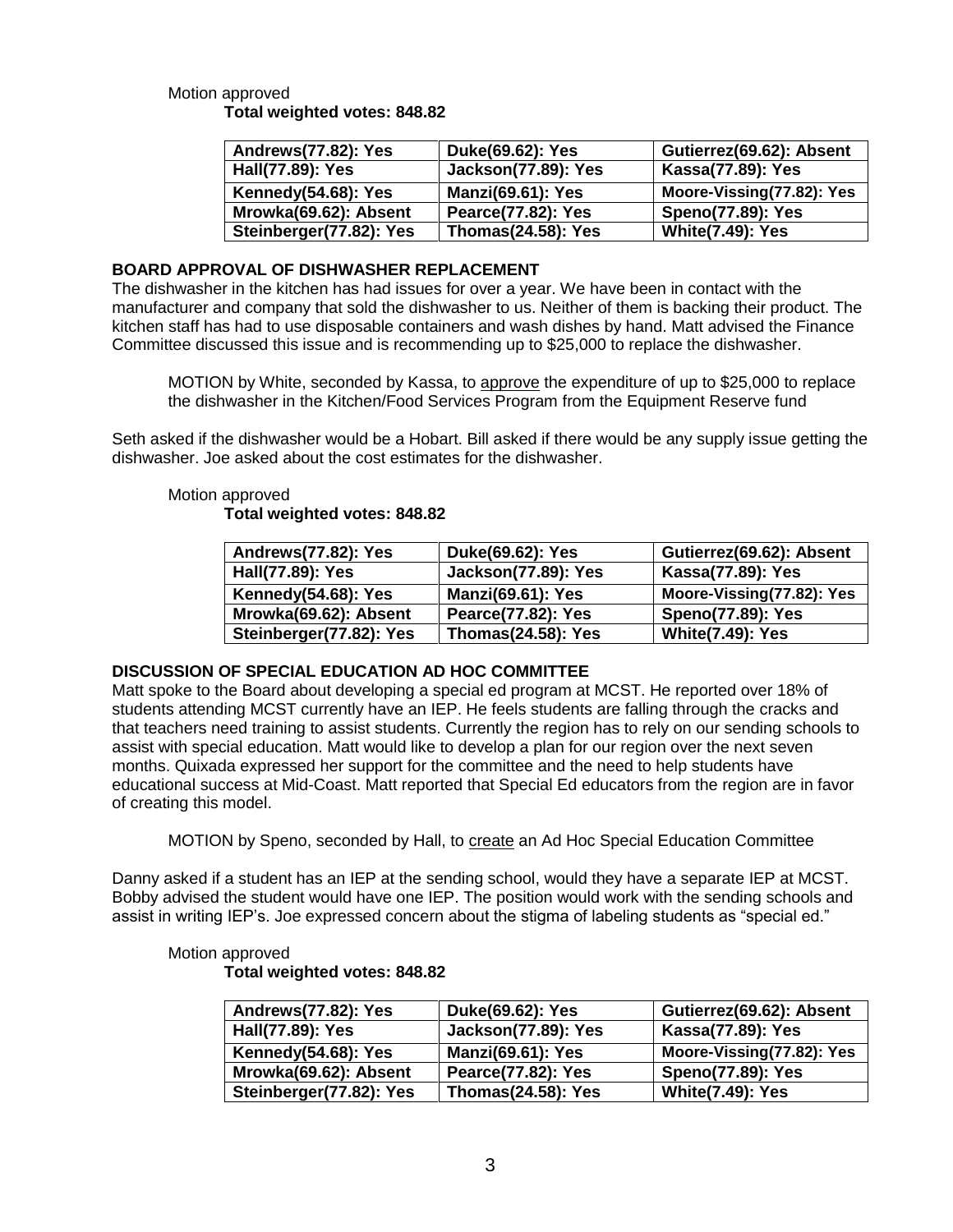Motion approved

**Total weighted votes: 848.82**

| Andrews(77.82): Yes | Duke(69.62): Yes | Gutierrez(69.62): Absent |
|---|---|---|
| Hall(77.89): Yes | Jackson(77.89): Yes | Kassa(77.89): Yes |
| Kennedy(54.68): Yes | Manzi(69.61): Yes | Moore-Vissing(77.82): Yes |
| Mrowka(69.62): Absent | Pearce(77.82): Yes | Speno(77.89): Yes |
| Steinberger(77.82): Yes | Thomas(24.58): Yes | White(7.49): Yes |

**BOARD APPROVAL OF DISHWASHER REPLACEMENT**

The dishwasher in the kitchen has had issues for over a year. We have been in contact with the manufacturer and company that sold the dishwasher to us. Neither of them is backing their product. The kitchen staff has had to use disposable containers and wash dishes by hand. Matt advised the Finance Committee discussed this issue and is recommending up to $25,000 to replace the dishwasher.

MOTION by White, seconded by Kassa, to approve the expenditure of up to $25,000 to replace the dishwasher in the Kitchen/Food Services Program from the Equipment Reserve fund

Seth asked if the dishwasher would be a Hobart. Bill asked if there would be any supply issue getting the dishwasher. Joe asked about the cost estimates for the dishwasher.

Motion approved

**Total weighted votes: 848.82**

| Andrews(77.82): Yes | Duke(69.62): Yes | Gutierrez(69.62): Absent |
|---|---|---|
| Hall(77.89): Yes | Jackson(77.89): Yes | Kassa(77.89): Yes |
| Kennedy(54.68): Yes | Manzi(69.61): Yes | Moore-Vissing(77.82): Yes |
| Mrowka(69.62): Absent | Pearce(77.82): Yes | Speno(77.89): Yes |
| Steinberger(77.82): Yes | Thomas(24.58): Yes | White(7.49): Yes |

**DISCUSSION OF SPECIAL EDUCATION AD HOC COMMITTEE**

Matt spoke to the Board about developing a special ed program at MCST. He reported over 18% of students attending MCST currently have an IEP. He feels students are falling through the cracks and that teachers need training to assist students. Currently the region has to rely on our sending schools to assist with special education. Matt would like to develop a plan for our region over the next seven months. Quixada expressed her support for the committee and the need to help students have educational success at Mid-Coast. Matt reported that Special Ed educators from the region are in favor of creating this model.

MOTION by Speno, seconded by Hall, to create an Ad Hoc Special Education Committee

Danny asked if a student has an IEP at the sending school, would they have a separate IEP at MCST. Bobby advised the student would have one IEP. The position would work with the sending schools and assist in writing IEP's. Joe expressed concern about the stigma of labeling students as "special ed."

Motion approved

**Total weighted votes: 848.82**

| Andrews(77.82): Yes | Duke(69.62): Yes | Gutierrez(69.62): Absent |
|---|---|---|
| Hall(77.89): Yes | Jackson(77.89): Yes | Kassa(77.89): Yes |
| Kennedy(54.68): Yes | Manzi(69.61): Yes | Moore-Vissing(77.82): Yes |
| Mrowka(69.62): Absent | Pearce(77.82): Yes | Speno(77.89): Yes |
| Steinberger(77.82): Yes | Thomas(24.58): Yes | White(7.49): Yes |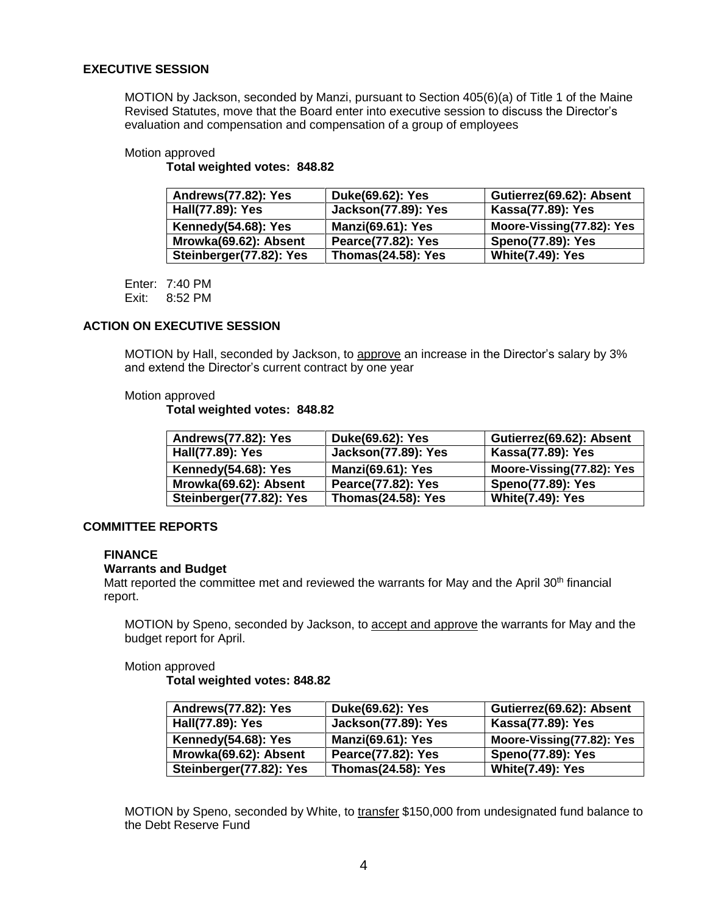## EXECUTIVE SESSION

MOTION by Jackson, seconded by Manzi, pursuant to Section 405(6)(a) of Title 1 of the Maine Revised Statutes, move that the Board enter into executive session to discuss the Director's evaluation and compensation and compensation of a group of employees

Motion approved

**Total weighted votes: 848.82**

| **Andrews(77.82): Yes** | **Duke(69.62): Yes** | **Gutierrez(69.62): Absent** |
|---|---|---|
| **Hall(77.89): Yes** | **Jackson(77.89): Yes** | **Kassa(77.89): Yes** |
| **Kennedy(54.68): Yes** | **Manzi(69.61): Yes** | **Moore-Vissing(77.82): Yes** |
| **Mrowka(69.62): Absent** | **Pearce(77.82): Yes** | **Speno(77.89): Yes** |
| **Steinberger(77.82): Yes** | **Thomas(24.58): Yes** | **White(7.49): Yes** |

Enter: 7:40 PM
Exit: 8:52 PM

## ACTION ON EXECUTIVE SESSION

MOTION by Hall, seconded by Jackson, to approve an increase in the Director's salary by 3% and extend the Director's current contract by one year

Motion approved

**Total weighted votes: 848.82**

| **Andrews(77.82): Yes** | **Duke(69.62): Yes** | **Gutierrez(69.62): Absent** |
|---|---|---|
| **Hall(77.89): Yes** | **Jackson(77.89): Yes** | **Kassa(77.89): Yes** |
| **Kennedy(54.68): Yes** | **Manzi(69.61): Yes** | **Moore-Vissing(77.82): Yes** |
| **Mrowka(69.62): Absent** | **Pearce(77.82): Yes** | **Speno(77.89): Yes** |
| **Steinberger(77.82): Yes** | **Thomas(24.58): Yes** | **White(7.49): Yes** |

## COMMITTEE REPORTS

### FINANCE

**Warrants and Budget**

Matt reported the committee met and reviewed the warrants for May and the April 30th financial report.

MOTION by Speno, seconded by Jackson, to accept and approve the warrants for May and the budget report for April.

Motion approved

**Total weighted votes: 848.82**

| **Andrews(77.82): Yes** | **Duke(69.62): Yes** | **Gutierrez(69.62): Absent** |
|---|---|---|
| **Hall(77.89): Yes** | **Jackson(77.89): Yes** | **Kassa(77.89): Yes** |
| **Kennedy(54.68): Yes** | **Manzi(69.61): Yes** | **Moore-Vissing(77.82): Yes** |
| **Mrowka(69.62): Absent** | **Pearce(77.82): Yes** | **Speno(77.89): Yes** |
| **Steinberger(77.82): Yes** | **Thomas(24.58): Yes** | **White(7.49): Yes** |

MOTION by Speno, seconded by White, to transfer $150,000 from undesignated fund balance to the Debt Reserve Fund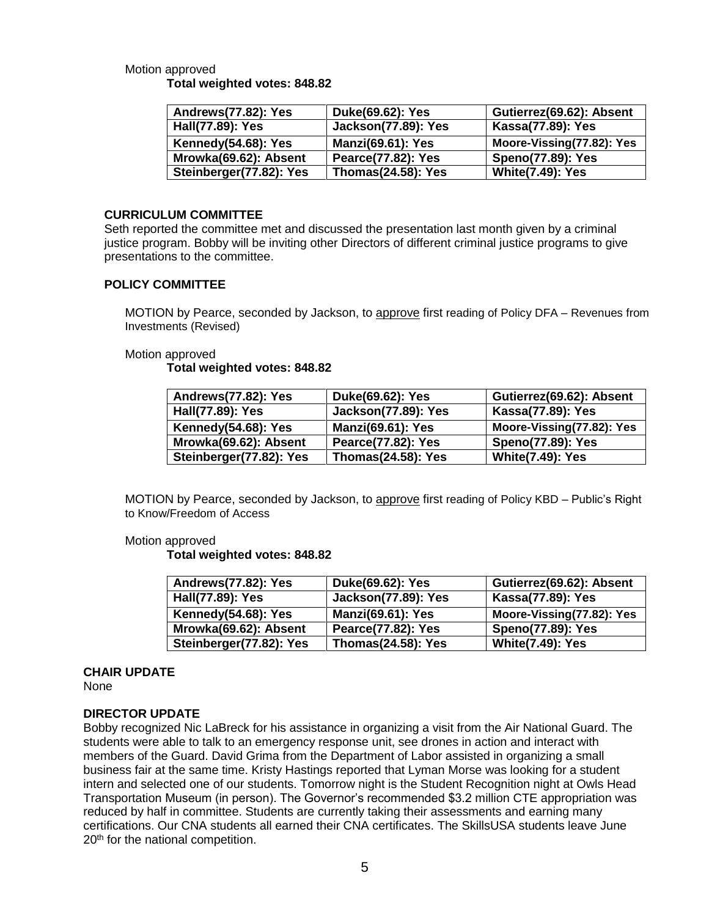Motion approved

**Total weighted votes: 848.82**

| Andrews(77.82): Yes | Duke(69.62): Yes | Gutierrez(69.62): Absent |
|---|---|---|
| Hall(77.89): Yes | Jackson(77.89): Yes | Kassa(77.89): Yes |
| Kennedy(54.68): Yes | Manzi(69.61): Yes | Moore-Vissing(77.82): Yes |
| Mrowka(69.62): Absent | Pearce(77.82): Yes | Speno(77.89): Yes |
| Steinberger(77.82): Yes | Thomas(24.58): Yes | White(7.49): Yes |

### CURRICULUM COMMITTEE

Seth reported the committee met and discussed the presentation last month given by a criminal justice program. Bobby will be inviting other Directors of different criminal justice programs to give presentations to the committee.

### POLICY COMMITTEE

MOTION by Pearce, seconded by Jackson, to approve first reading of Policy DFA – Revenues from Investments (Revised)

Motion approved

**Total weighted votes: 848.82**

| Andrews(77.82): Yes | Duke(69.62): Yes | Gutierrez(69.62): Absent |
|---|---|---|
| Hall(77.89): Yes | Jackson(77.89): Yes | Kassa(77.89): Yes |
| Kennedy(54.68): Yes | Manzi(69.61): Yes | Moore-Vissing(77.82): Yes |
| Mrowka(69.62): Absent | Pearce(77.82): Yes | Speno(77.89): Yes |
| Steinberger(77.82): Yes | Thomas(24.58): Yes | White(7.49): Yes |

MOTION by Pearce, seconded by Jackson, to approve first reading of Policy KBD – Public's Right to Know/Freedom of Access

Motion approved

**Total weighted votes: 848.82**

| Andrews(77.82): Yes | Duke(69.62): Yes | Gutierrez(69.62): Absent |
|---|---|---|
| Hall(77.89): Yes | Jackson(77.89): Yes | Kassa(77.89): Yes |
| Kennedy(54.68): Yes | Manzi(69.61): Yes | Moore-Vissing(77.82): Yes |
| Mrowka(69.62): Absent | Pearce(77.82): Yes | Speno(77.89): Yes |
| Steinberger(77.82): Yes | Thomas(24.58): Yes | White(7.49): Yes |

### CHAIR UPDATE

None

### DIRECTOR UPDATE

Bobby recognized Nic LaBreck for his assistance in organizing a visit from the Air National Guard. The students were able to talk to an emergency response unit, see drones in action and interact with members of the Guard. David Grima from the Department of Labor assisted in organizing a small business fair at the same time. Kristy Hastings reported that Lyman Morse was looking for a student intern and selected one of our students. Tomorrow night is the Student Recognition night at Owls Head Transportation Museum (in person). The Governor's recommended \$3.2 million CTE appropriation was reduced by half in committee. Students are currently taking their assessments and earning many certifications. Our CNA students all earned their CNA certificates. The SkillsUSA students leave June 20th for the national competition.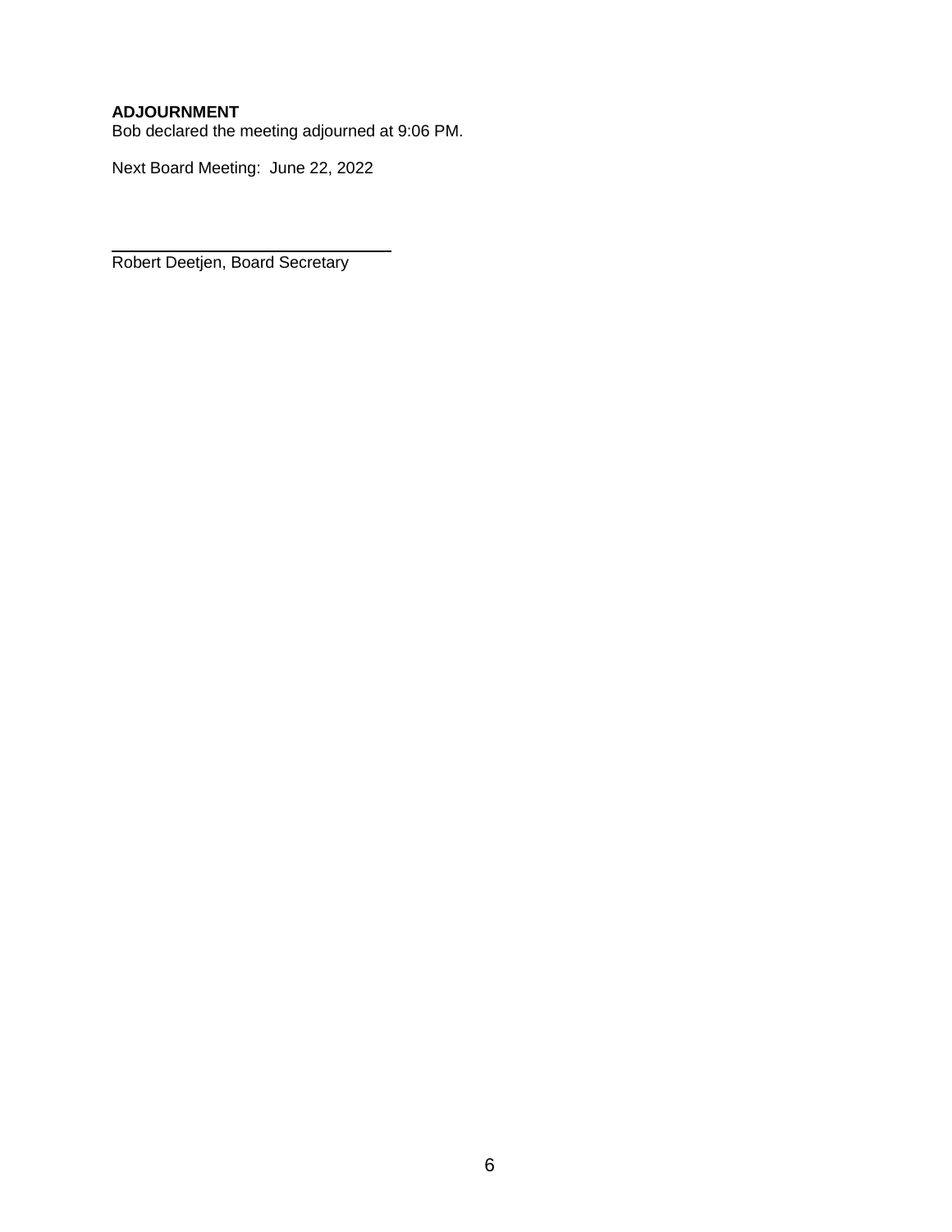**ADJOURNMENT**
Bob declared the meeting adjourned at 9:06 PM.

Next Board Meeting: June 22, 2022

\_\_\_\_\_\_\_\_\_\_\_\_\_\_\_\_\_\_\_\_\_\_\_\_\_\_\_\_\_\_\_\_\_\_
Robert Deetjen, Board Secretary